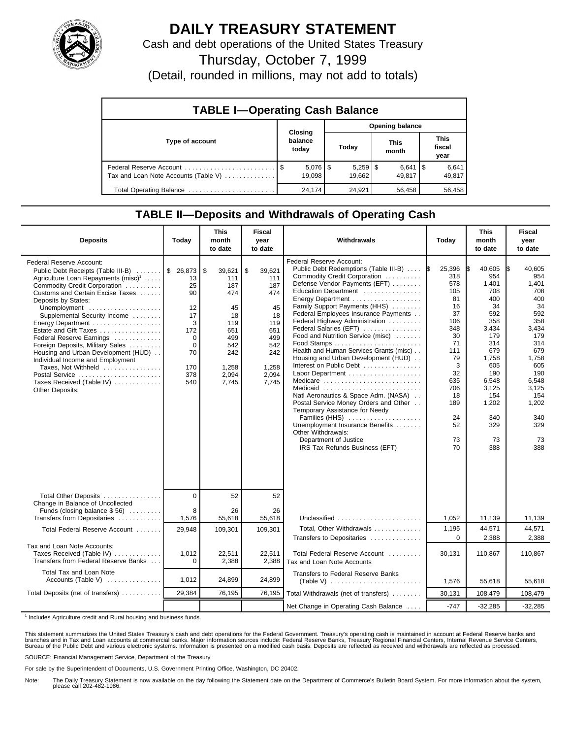# DAILY TREASURY STATEMENT

Cash and debt operations of the United States Treasury

Thursday, October 7, 1999

(Detail, rounded in millions, may not add to totals)

## TABLE I—Operating Cash Balance

| Type of account | Closing balance today | Opening balance: Today | Opening balance: This month | Opening balance: This fiscal year |
|---|---|---|---|---|
| Federal Reserve Account | $ 5,076 | $ 5,259 | $ 6,641 | $ 6,641 |
| Tax and Loan Note Accounts (Table V) | 19,098 | 19,662 | 49,817 | 49,817 |
| Total Operating Balance | 24,174 | 24,921 | 56,458 | 56,458 |

## TABLE II—Deposits and Withdrawals of Operating Cash

| Deposits | Today | This month to date | Fiscal year to date |
|---|---|---|---|
| Federal Reserve Account: | | | |
| Public Debt Receipts (Table III-B) | $ 26,873 | $ 39,621 | $ 39,621 |
| Agriculture Loan Repayments (misc)[1] | 13 | 111 | 111 |
| Commodity Credit Corporation | 25 | 187 | 187 |
| Customs and Certain Excise Taxes | 90 | 474 | 474 |
| Deposits by States: | | | |
| Unemployment | 12 | 45 | 45 |
| Supplemental Security Income | 17 | 18 | 18 |
| Energy Department | 3 | 119 | 119 |
| Estate and Gift Taxes | 172 | 651 | 651 |
| Federal Reserve Earnings | 0 | 499 | 499 |
| Foreign Deposits, Military Sales | 0 | 542 | 542 |
| Housing and Urban Development (HUD) | 70 | 242 | 242 |
| Individual Income and Employment Taxes, Not Withheld | 170 | 1,258 | 1,258 |
| Postal Service | 378 | 2,094 | 2,094 |
| Taxes Received (Table IV) | 540 | 7,745 | 7,745 |
| Other Deposits: | | | |
| Total Other Deposits | 0 | 52 | 52 |
| Change in Balance of Uncollected Funds (closing balance $ 56) | 8 | 26 | 26 |
| Transfers from Depositaries | 1,576 | 55,618 | 55,618 |
| Total Federal Reserve Account | 29,948 | 109,301 | 109,301 |
| Tax and Loan Note Accounts: | | | |
| Taxes Received (Table IV) | 1,012 | 22,511 | 22,511 |
| Transfers from Federal Reserve Banks | 0 | 2,388 | 2,388 |
| Total Tax and Loan Note Accounts (Table V) | 1,012 | 24,899 | 24,899 |
| Total Deposits (net of transfers) | 29,384 | 76,195 | 76,195 |

| Withdrawals | Today | This month to date | Fiscal year to date |
|---|---|---|---|
| Federal Reserve Account: | | | |
| Public Debt Redemptions (Table III-B) | $ 25,396 | $ 40,605 | $ 40,605 |
| Commodity Credit Corporation | 318 | 954 | 954 |
| Defense Vendor Payments (EFT) | 578 | 1,401 | 1,401 |
| Education Department | 105 | 708 | 708 |
| Energy Department | 81 | 400 | 400 |
| Family Support Payments (HHS) | 16 | 34 | 34 |
| Federal Employees Insurance Payments | 37 | 592 | 592 |
| Federal Highway Administration | 106 | 358 | 358 |
| Federal Salaries (EFT) | 348 | 3,434 | 3,434 |
| Food and Nutrition Service (misc) | 30 | 179 | 179 |
| Food Stamps | 71 | 314 | 314 |
| Health and Human Services Grants (misc) | 111 | 679 | 679 |
| Housing and Urban Development (HUD) | 79 | 1,758 | 1,758 |
| Interest on Public Debt | 3 | 605 | 605 |
| Labor Department | 32 | 190 | 190 |
| Medicare | 635 | 6,548 | 6,548 |
| Medicaid | 706 | 3,125 | 3,125 |
| Natl Aeronautics & Space Adm. (NASA) | 18 | 154 | 154 |
| Postal Service Money Orders and Other | 189 | 1,202 | 1,202 |
| Temporary Assistance for Needy Families (HHS) | 24 | 340 | 340 |
| Unemployment Insurance Benefits | 52 | 329 | 329 |
| Other Withdrawals: | | | |
| Department of Justice | 73 | 73 | 73 |
| IRS Tax Refunds Business (EFT) | 70 | 388 | 388 |
| Unclassified | 1,052 | 11,139 | 11,139 |
| Total, Other Withdrawals | 1,195 | 44,571 | 44,571 |
| Transfers to Depositaries | 0 | 2,388 | 2,388 |
| Total Federal Reserve Account | 30,131 | 110,867 | 110,867 |
| Tax and Loan Note Accounts | | | |
| Transfers to Federal Reserve Banks (Table V) | 1,576 | 55,618 | 55,618 |
| Total Withdrawals (net of transfers) | 30,131 | 108,479 | 108,479 |
| Net Change in Operating Cash Balance | -747 | -32,285 | -32,285 |

[1] Includes Agriculture credit and Rural housing and business funds.

This statement summarizes the United States Treasury's cash and debt operations for the Federal Government. Treasury's operating cash is maintained in account at Federal Reserve banks and branches and in Tax and Loan accounts at commercial banks. Major information sources include: Federal Reserve Banks, Treasury Regional Financial Centers, Internal Revenue Service Centers, Bureau of the Public Debt and various electronic systems. Information is presented on a modified cash basis. Deposits are reflected as received and withdrawals are reflected as processed.

SOURCE: Financial Management Service, Department of the Treasury

For sale by the Superintendent of Documents, U.S. Government Printing Office, Washington, DC 20402.

Note: The Daily Treasury Statement is now available on the day following the Statement date on the Department of Commerce's Bulletin Board System. For more information about the system, please call 202-482-1986.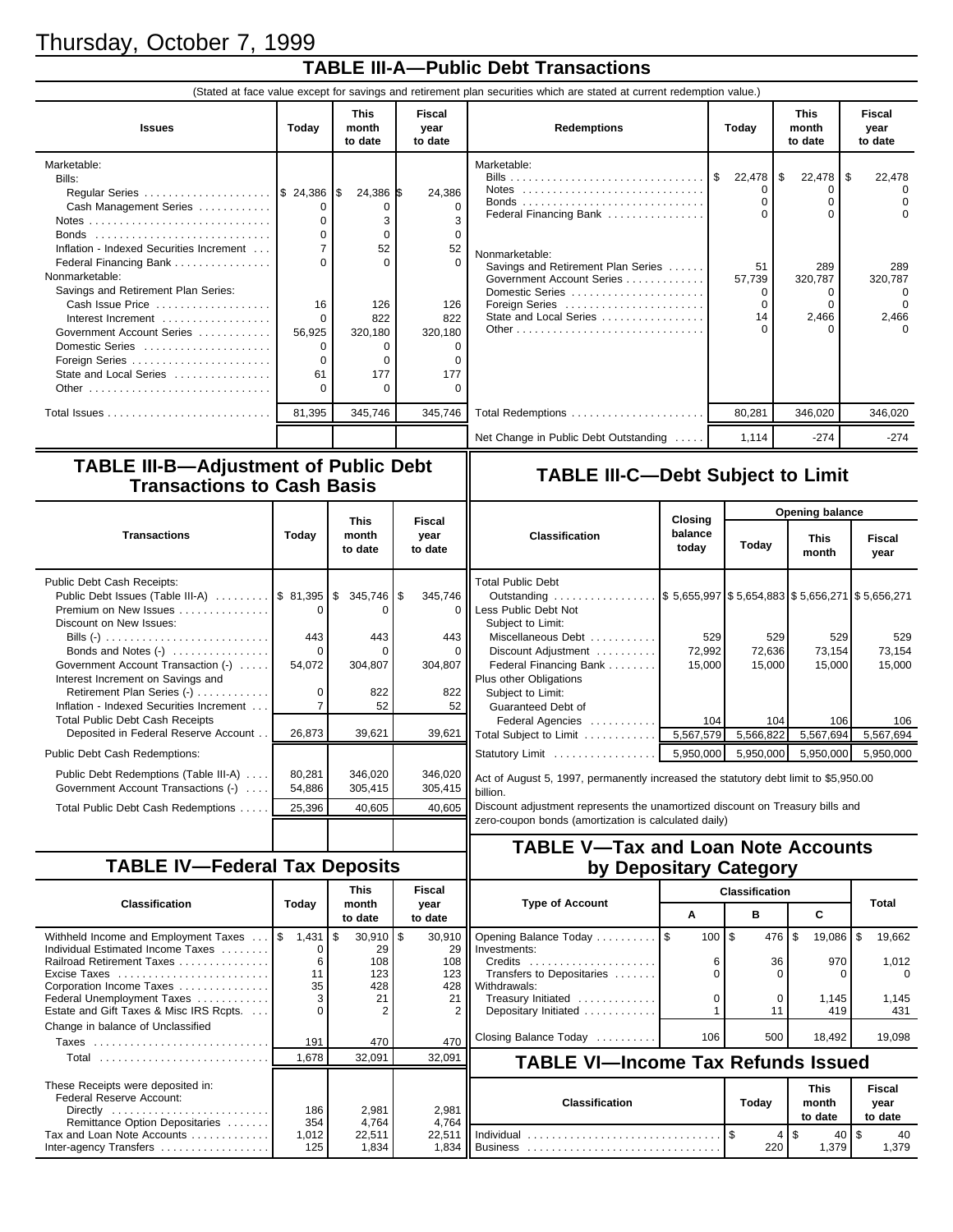Thursday, October 7, 1999

## TABLE III-A—Public Debt Transactions

(Stated at face value except for savings and retirement plan securities which are stated at current redemption value.)

| Issues | Today | This month to date | Fiscal year to date |
|---|---|---|---|
| Marketable: | | | |
| Bills: | | | |
| Regular Series | $ 24,386 | $ 24,386 | $ 24,386 |
| Cash Management Series | 0 | 0 | 0 |
| Notes | 0 | 3 | 3 |
| Bonds | 0 | 0 | 0 |
| Inflation - Indexed Securities Increment | 7 | 52 | 52 |
| Federal Financing Bank | 0 | 0 | 0 |
| Nonmarketable: | | | |
| Savings and Retirement Plan Series: | | | |
| Cash Issue Price | 16 | 126 | 126 |
| Interest Increment | 0 | 822 | 822 |
| Government Account Series | 56,925 | 320,180 | 320,180 |
| Domestic Series | 0 | 0 | 0 |
| Foreign Series | 0 | 0 | 0 |
| State and Local Series | 61 | 177 | 177 |
| Other | 0 | 0 | 0 |
| Total Issues | 81,395 | 345,746 | 345,746 |

| Redemptions | Today | This month to date | Fiscal year to date |
|---|---|---|---|
| Marketable: | | | |
| Bills | $ 22,478 | $ 22,478 | $ 22,478 |
| Notes | 0 | 0 | 0 |
| Bonds | 0 | 0 | 0 |
| Federal Financing Bank | 0 | 0 | 0 |
| Nonmarketable: | | | |
| Savings and Retirement Plan Series | 51 | 289 | 289 |
| Government Account Series | 57,739 | 320,787 | 320,787 |
| Domestic Series | 0 | 0 | 0 |
| Foreign Series | 0 | 0 | 0 |
| State and Local Series | 14 | 2,466 | 2,466 |
| Other | 0 | 0 | 0 |
| Total Redemptions | 80,281 | 346,020 | 346,020 |
| Net Change in Public Debt Outstanding | 1,114 | -274 | -274 |

## TABLE III-B—Adjustment of Public Debt Transactions to Cash Basis

| Transactions | Today | This month to date | Fiscal year to date |
|---|---|---|---|
| Public Debt Cash Receipts: | | | |
| Public Debt Issues (Table III-A) | $ 81,395 | $ 345,746 | $ 345,746 |
| Premium on New Issues | 0 | 0 | 0 |
| Discount on New Issues: | | | |
| Bills (-) | 443 | 443 | 443 |
| Bonds and Notes (-) | 0 | 0 | 0 |
| Government Account Transaction (-) | 54,072 | 304,807 | 304,807 |
| Interest Increment on Savings and Retirement Plan Series (-) | 0 | 822 | 822 |
| Inflation - Indexed Securities Increment | 7 | 52 | 52 |
| Total Public Debt Cash Receipts Deposited in Federal Reserve Account | 26,873 | 39,621 | 39,621 |
| Public Debt Cash Redemptions: | | | |
| Public Debt Redemptions (Table III-A) | 80,281 | 346,020 | 346,020 |
| Government Account Transactions (-) | 54,886 | 305,415 | 305,415 |
| Total Public Debt Cash Redemptions | 25,396 | 40,605 | 40,605 |

## TABLE III-C—Debt Subject to Limit

| Classification | Closing balance today | Opening balance Today | This month | Fiscal year |
|---|---|---|---|---|
| Total Public Debt Outstanding | $ 5,655,997 | $ 5,654,883 | $ 5,656,271 | $ 5,656,271 |
| Less Public Debt Not Subject to Limit: | | | | |
| Miscellaneous Debt | 529 | 529 | 529 | 529 |
| Discount Adjustment | 72,992 | 72,636 | 73,154 | 73,154 |
| Federal Financing Bank | 15,000 | 15,000 | 15,000 | 15,000 |
| Plus other Obligations Subject to Limit: | | | | |
| Guaranteed Debt of Federal Agencies | 104 | 104 | 106 | 106 |
| Total Subject to Limit | 5,567,579 | 5,566,822 | 5,567,694 | 5,567,694 |
| Statutory Limit | 5,950,000 | 5,950,000 | 5,950,000 | 5,950,000 |

Act of August 5, 1997, permanently increased the statutory debt limit to $5,950.00 billion.

Discount adjustment represents the unamortized discount on Treasury bills and zero-coupon bonds (amortization is calculated daily)

## TABLE IV—Federal Tax Deposits

| Classification | Today | This month to date | Fiscal year to date |
|---|---|---|---|
| Withheld Income and Employment Taxes | $ 1,431 | $ 30,910 | $ 30,910 |
| Individual Estimated Income Taxes | 0 | 29 | 29 |
| Railroad Retirement Taxes | 6 | 108 | 108 |
| Excise Taxes | 11 | 123 | 123 |
| Corporation Income Taxes | 35 | 428 | 428 |
| Federal Unemployment Taxes | 3 | 21 | 21 |
| Estate and Gift Taxes & Misc IRS Rcpts. | 0 | 2 | 2 |
| Change in balance of Unclassified Taxes | 191 | 470 | 470 |
| Total | 1,678 | 32,091 | 32,091 |
| These Receipts were deposited in: | | | |
| Federal Reserve Account: | | | |
| Directly | 186 | 2,981 | 2,981 |
| Remittance Option Depositaries | 354 | 4,764 | 4,764 |
| Tax and Loan Note Accounts | 1,012 | 22,511 | 22,511 |
| Inter-agency Transfers | 125 | 1,834 | 1,834 |

## TABLE V—Tax and Loan Note Accounts by Depositary Category

| Type of Account | Classification A | B | C | Total |
|---|---|---|---|---|
| Opening Balance Today | $ 100 | $ 476 | $ 19,086 | $ 19,662 |
| Investments: | | | | |
| Credits | 6 | 36 | 970 | 1,012 |
| Transfers to Depositaries | 0 | 0 | 0 | 0 |
| Withdrawals: | | | | |
| Treasury Initiated | 0 | 0 | 1,145 | 1,145 |
| Depositary Initiated | 1 | 11 | 419 | 431 |
| Closing Balance Today | 106 | 500 | 18,492 | 19,098 |

## TABLE VI—Income Tax Refunds Issued

| Classification | Today | This month to date | Fiscal year to date |
|---|---|---|---|
| Individual | $ 4 | $ 40 | $ 40 |
| Business | 220 | 1,379 | 1,379 |